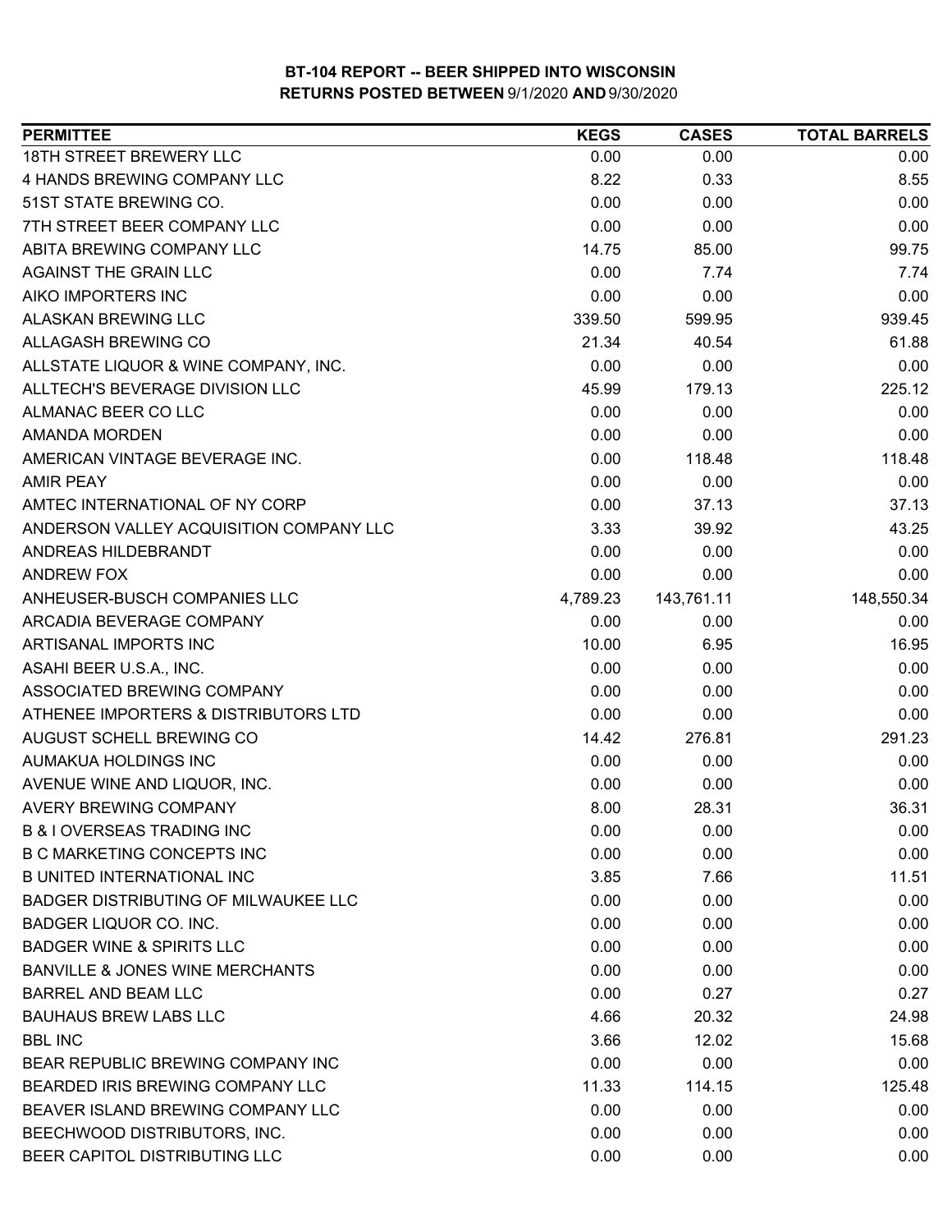**BT-104 REPORT -- BEER SHIPPED INTO WISCONSIN**
**RETURNS POSTED BETWEEN 9/1/2020 AND 9/30/2020**

| PERMITTEE | KEGS | CASES | TOTAL BARRELS |
|---|---|---|---|
| 18TH STREET BREWERY LLC | 0.00 | 0.00 | 0.00 |
| 4 HANDS BREWING COMPANY LLC | 8.22 | 0.33 | 8.55 |
| 51ST STATE BREWING CO. | 0.00 | 0.00 | 0.00 |
| 7TH STREET BEER COMPANY LLC | 0.00 | 0.00 | 0.00 |
| ABITA BREWING COMPANY LLC | 14.75 | 85.00 | 99.75 |
| AGAINST THE GRAIN LLC | 0.00 | 7.74 | 7.74 |
| AIKO IMPORTERS INC | 0.00 | 0.00 | 0.00 |
| ALASKAN BREWING LLC | 339.50 | 599.95 | 939.45 |
| ALLAGASH BREWING CO | 21.34 | 40.54 | 61.88 |
| ALLSTATE LIQUOR & WINE COMPANY, INC. | 0.00 | 0.00 | 0.00 |
| ALLTECH'S BEVERAGE DIVISION LLC | 45.99 | 179.13 | 225.12 |
| ALMANAC BEER CO LLC | 0.00 | 0.00 | 0.00 |
| AMANDA MORDEN | 0.00 | 0.00 | 0.00 |
| AMERICAN VINTAGE BEVERAGE INC. | 0.00 | 118.48 | 118.48 |
| AMIR PEAY | 0.00 | 0.00 | 0.00 |
| AMTEC INTERNATIONAL OF NY CORP | 0.00 | 37.13 | 37.13 |
| ANDERSON VALLEY ACQUISITION COMPANY LLC | 3.33 | 39.92 | 43.25 |
| ANDREAS HILDEBRANDT | 0.00 | 0.00 | 0.00 |
| ANDREW FOX | 0.00 | 0.00 | 0.00 |
| ANHEUSER-BUSCH COMPANIES LLC | 4,789.23 | 143,761.11 | 148,550.34 |
| ARCADIA BEVERAGE COMPANY | 0.00 | 0.00 | 0.00 |
| ARTISANAL IMPORTS INC | 10.00 | 6.95 | 16.95 |
| ASAHI BEER U.S.A., INC. | 0.00 | 0.00 | 0.00 |
| ASSOCIATED BREWING COMPANY | 0.00 | 0.00 | 0.00 |
| ATHENEE IMPORTERS & DISTRIBUTORS LTD | 0.00 | 0.00 | 0.00 |
| AUGUST SCHELL BREWING CO | 14.42 | 276.81 | 291.23 |
| AUMAKUA HOLDINGS INC | 0.00 | 0.00 | 0.00 |
| AVENUE WINE AND LIQUOR, INC. | 0.00 | 0.00 | 0.00 |
| AVERY BREWING COMPANY | 8.00 | 28.31 | 36.31 |
| B & I OVERSEAS TRADING INC | 0.00 | 0.00 | 0.00 |
| B C MARKETING CONCEPTS INC | 0.00 | 0.00 | 0.00 |
| B UNITED INTERNATIONAL INC | 3.85 | 7.66 | 11.51 |
| BADGER DISTRIBUTING OF MILWAUKEE LLC | 0.00 | 0.00 | 0.00 |
| BADGER LIQUOR CO. INC. | 0.00 | 0.00 | 0.00 |
| BADGER WINE & SPIRITS LLC | 0.00 | 0.00 | 0.00 |
| BANVILLE & JONES WINE MERCHANTS | 0.00 | 0.00 | 0.00 |
| BARREL AND BEAM LLC | 0.00 | 0.27 | 0.27 |
| BAUHAUS BREW LABS LLC | 4.66 | 20.32 | 24.98 |
| BBL INC | 3.66 | 12.02 | 15.68 |
| BEAR REPUBLIC BREWING COMPANY INC | 0.00 | 0.00 | 0.00 |
| BEARDED IRIS BREWING COMPANY LLC | 11.33 | 114.15 | 125.48 |
| BEAVER ISLAND BREWING COMPANY LLC | 0.00 | 0.00 | 0.00 |
| BEECHWOOD DISTRIBUTORS, INC. | 0.00 | 0.00 | 0.00 |
| BEER CAPITOL DISTRIBUTING LLC | 0.00 | 0.00 | 0.00 |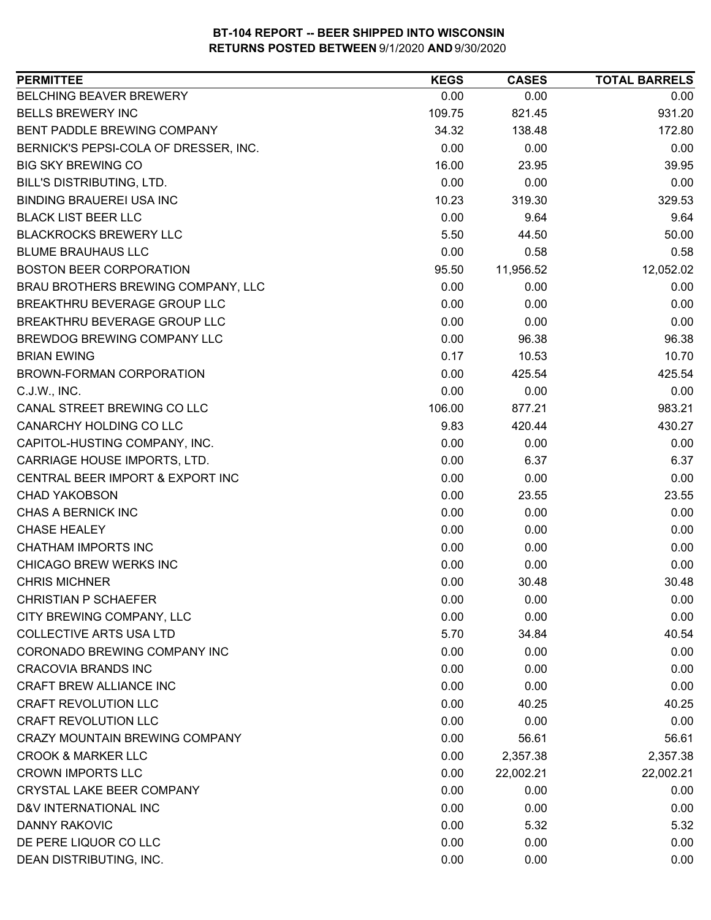**BT-104 REPORT -- BEER SHIPPED INTO WISCONSIN**
**RETURNS POSTED BETWEEN 9/1/2020 AND 9/30/2020**

| PERMITTEE | KEGS | CASES | TOTAL BARRELS |
|---|---|---|---|
| BELCHING BEAVER BREWERY | 0.00 | 0.00 | 0.00 |
| BELLS BREWERY INC | 109.75 | 821.45 | 931.20 |
| BENT PADDLE BREWING COMPANY | 34.32 | 138.48 | 172.80 |
| BERNICK'S PEPSI-COLA OF DRESSER, INC. | 0.00 | 0.00 | 0.00 |
| BIG SKY BREWING CO | 16.00 | 23.95 | 39.95 |
| BILL'S DISTRIBUTING, LTD. | 0.00 | 0.00 | 0.00 |
| BINDING BRAUEREI USA INC | 10.23 | 319.30 | 329.53 |
| BLACK LIST BEER LLC | 0.00 | 9.64 | 9.64 |
| BLACKROCKS BREWERY LLC | 5.50 | 44.50 | 50.00 |
| BLUME BRAUHAUS LLC | 0.00 | 0.58 | 0.58 |
| BOSTON BEER CORPORATION | 95.50 | 11,956.52 | 12,052.02 |
| BRAU BROTHERS BREWING COMPANY, LLC | 0.00 | 0.00 | 0.00 |
| BREAKTHRU BEVERAGE GROUP LLC | 0.00 | 0.00 | 0.00 |
| BREAKTHRU BEVERAGE GROUP LLC | 0.00 | 0.00 | 0.00 |
| BREWDOG BREWING COMPANY LLC | 0.00 | 96.38 | 96.38 |
| BRIAN EWING | 0.17 | 10.53 | 10.70 |
| BROWN-FORMAN CORPORATION | 0.00 | 425.54 | 425.54 |
| C.J.W., INC. | 0.00 | 0.00 | 0.00 |
| CANAL STREET BREWING CO LLC | 106.00 | 877.21 | 983.21 |
| CANARCHY HOLDING CO LLC | 9.83 | 420.44 | 430.27 |
| CAPITOL-HUSTING COMPANY, INC. | 0.00 | 0.00 | 0.00 |
| CARRIAGE HOUSE IMPORTS, LTD. | 0.00 | 6.37 | 6.37 |
| CENTRAL BEER IMPORT & EXPORT INC | 0.00 | 0.00 | 0.00 |
| CHAD YAKOBSON | 0.00 | 23.55 | 23.55 |
| CHAS A BERNICK INC | 0.00 | 0.00 | 0.00 |
| CHASE HEALEY | 0.00 | 0.00 | 0.00 |
| CHATHAM IMPORTS INC | 0.00 | 0.00 | 0.00 |
| CHICAGO BREW WERKS INC | 0.00 | 0.00 | 0.00 |
| CHRIS MICHNER | 0.00 | 30.48 | 30.48 |
| CHRISTIAN P SCHAEFER | 0.00 | 0.00 | 0.00 |
| CITY BREWING COMPANY, LLC | 0.00 | 0.00 | 0.00 |
| COLLECTIVE ARTS USA LTD | 5.70 | 34.84 | 40.54 |
| CORONADO BREWING COMPANY INC | 0.00 | 0.00 | 0.00 |
| CRACOVIA BRANDS INC | 0.00 | 0.00 | 0.00 |
| CRAFT BREW ALLIANCE INC | 0.00 | 0.00 | 0.00 |
| CRAFT REVOLUTION LLC | 0.00 | 40.25 | 40.25 |
| CRAFT REVOLUTION LLC | 0.00 | 0.00 | 0.00 |
| CRAZY MOUNTAIN BREWING COMPANY | 0.00 | 56.61 | 56.61 |
| CROOK & MARKER LLC | 0.00 | 2,357.38 | 2,357.38 |
| CROWN IMPORTS LLC | 0.00 | 22,002.21 | 22,002.21 |
| CRYSTAL LAKE BEER COMPANY | 0.00 | 0.00 | 0.00 |
| D&V INTERNATIONAL INC | 0.00 | 0.00 | 0.00 |
| DANNY RAKOVIC | 0.00 | 5.32 | 5.32 |
| DE PERE LIQUOR CO LLC | 0.00 | 0.00 | 0.00 |
| DEAN DISTRIBUTING, INC. | 0.00 | 0.00 | 0.00 |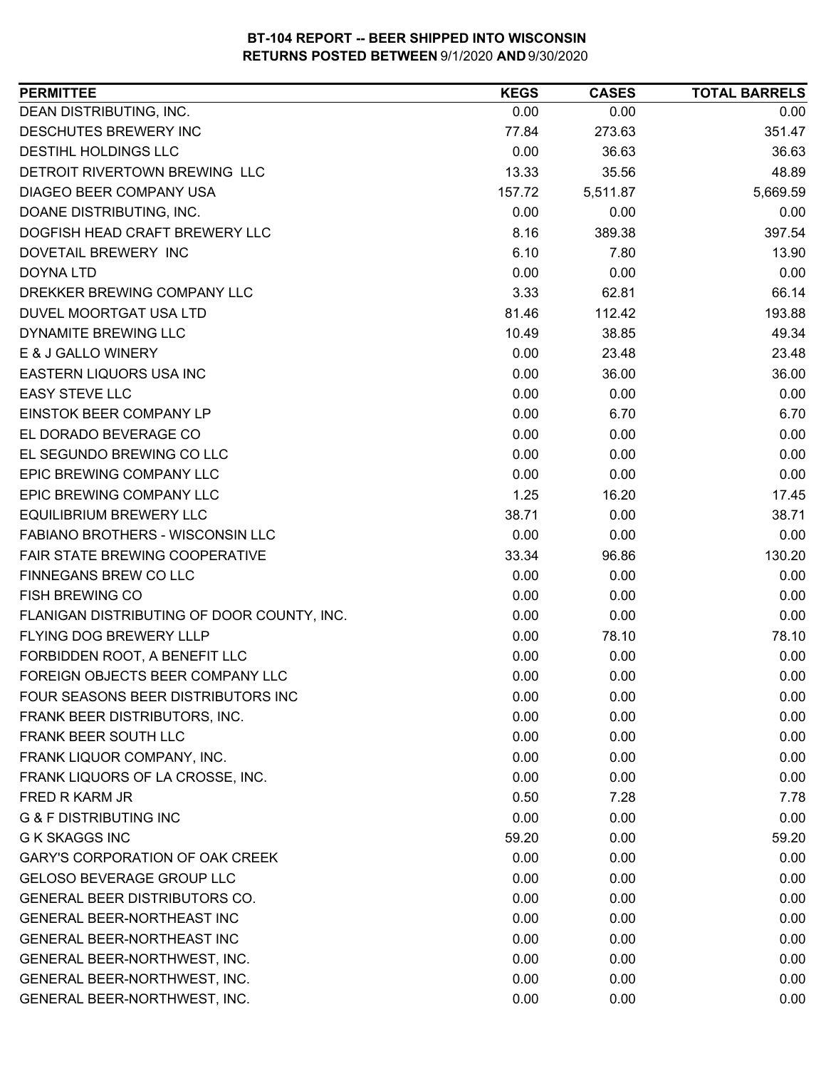# BT-104 REPORT -- BEER SHIPPED INTO WISCONSIN
## RETURNS POSTED BETWEEN 9/1/2020 AND 9/30/2020

| PERMITTEE | KEGS | CASES | TOTAL BARRELS |
|---|---|---|---|
| DEAN DISTRIBUTING, INC. | 0.00 | 0.00 | 0.00 |
| DESCHUTES BREWERY INC | 77.84 | 273.63 | 351.47 |
| DESTIHL HOLDINGS LLC | 0.00 | 36.63 | 36.63 |
| DETROIT RIVERTOWN BREWING LLC | 13.33 | 35.56 | 48.89 |
| DIAGEO BEER COMPANY USA | 157.72 | 5,511.87 | 5,669.59 |
| DOANE DISTRIBUTING, INC. | 0.00 | 0.00 | 0.00 |
| DOGFISH HEAD CRAFT BREWERY LLC | 8.16 | 389.38 | 397.54 |
| DOVETAIL BREWERY INC | 6.10 | 7.80 | 13.90 |
| DOYNA LTD | 0.00 | 0.00 | 0.00 |
| DREKKER BREWING COMPANY LLC | 3.33 | 62.81 | 66.14 |
| DUVEL MOORTGAT USA LTD | 81.46 | 112.42 | 193.88 |
| DYNAMITE BREWING LLC | 10.49 | 38.85 | 49.34 |
| E & J GALLO WINERY | 0.00 | 23.48 | 23.48 |
| EASTERN LIQUORS USA INC | 0.00 | 36.00 | 36.00 |
| EASY STEVE LLC | 0.00 | 0.00 | 0.00 |
| EINSTOK BEER COMPANY LP | 0.00 | 6.70 | 6.70 |
| EL DORADO BEVERAGE CO | 0.00 | 0.00 | 0.00 |
| EL SEGUNDO BREWING CO LLC | 0.00 | 0.00 | 0.00 |
| EPIC BREWING COMPANY LLC | 0.00 | 0.00 | 0.00 |
| EPIC BREWING COMPANY LLC | 1.25 | 16.20 | 17.45 |
| EQUILIBRIUM BREWERY LLC | 38.71 | 0.00 | 38.71 |
| FABIANO BROTHERS - WISCONSIN LLC | 0.00 | 0.00 | 0.00 |
| FAIR STATE BREWING COOPERATIVE | 33.34 | 96.86 | 130.20 |
| FINNEGANS BREW CO LLC | 0.00 | 0.00 | 0.00 |
| FISH BREWING CO | 0.00 | 0.00 | 0.00 |
| FLANIGAN DISTRIBUTING OF DOOR COUNTY, INC. | 0.00 | 0.00 | 0.00 |
| FLYING DOG BREWERY LLLP | 0.00 | 78.10 | 78.10 |
| FORBIDDEN ROOT, A BENEFIT LLC | 0.00 | 0.00 | 0.00 |
| FOREIGN OBJECTS BEER COMPANY LLC | 0.00 | 0.00 | 0.00 |
| FOUR SEASONS BEER DISTRIBUTORS INC | 0.00 | 0.00 | 0.00 |
| FRANK BEER DISTRIBUTORS, INC. | 0.00 | 0.00 | 0.00 |
| FRANK BEER SOUTH LLC | 0.00 | 0.00 | 0.00 |
| FRANK LIQUOR COMPANY, INC. | 0.00 | 0.00 | 0.00 |
| FRANK LIQUORS OF LA CROSSE, INC. | 0.00 | 0.00 | 0.00 |
| FRED R KARM JR | 0.50 | 7.28 | 7.78 |
| G & F DISTRIBUTING INC | 0.00 | 0.00 | 0.00 |
| G K SKAGGS INC | 59.20 | 0.00 | 59.20 |
| GARY'S CORPORATION OF OAK CREEK | 0.00 | 0.00 | 0.00 |
| GELOSO BEVERAGE GROUP LLC | 0.00 | 0.00 | 0.00 |
| GENERAL BEER DISTRIBUTORS CO. | 0.00 | 0.00 | 0.00 |
| GENERAL BEER-NORTHEAST INC | 0.00 | 0.00 | 0.00 |
| GENERAL BEER-NORTHEAST INC | 0.00 | 0.00 | 0.00 |
| GENERAL BEER-NORTHWEST, INC. | 0.00 | 0.00 | 0.00 |
| GENERAL BEER-NORTHWEST, INC. | 0.00 | 0.00 | 0.00 |
| GENERAL BEER-NORTHWEST, INC. | 0.00 | 0.00 | 0.00 |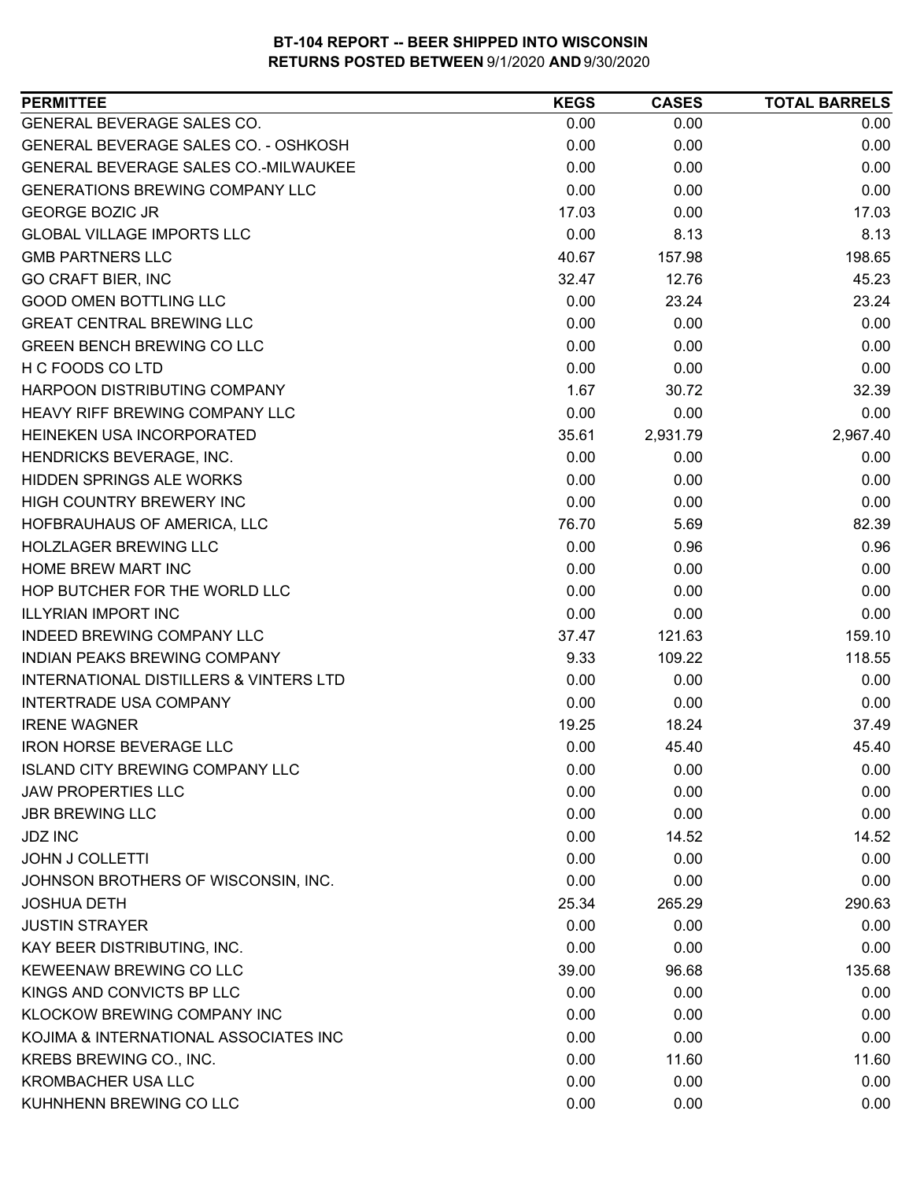**BT-104 REPORT -- BEER SHIPPED INTO WISCONSIN**
**RETURNS POSTED BETWEEN 9/1/2020 AND 9/30/2020**

| PERMITTEE | KEGS | CASES | TOTAL BARRELS |
|---|---|---|---|
| GENERAL BEVERAGE SALES CO. | 0.00 | 0.00 | 0.00 |
| GENERAL BEVERAGE SALES CO. - OSHKOSH | 0.00 | 0.00 | 0.00 |
| GENERAL BEVERAGE SALES CO.-MILWAUKEE | 0.00 | 0.00 | 0.00 |
| GENERATIONS BREWING COMPANY LLC | 0.00 | 0.00 | 0.00 |
| GEORGE BOZIC JR | 17.03 | 0.00 | 17.03 |
| GLOBAL VILLAGE IMPORTS LLC | 0.00 | 8.13 | 8.13 |
| GMB PARTNERS LLC | 40.67 | 157.98 | 198.65 |
| GO CRAFT BIER, INC | 32.47 | 12.76 | 45.23 |
| GOOD OMEN BOTTLING LLC | 0.00 | 23.24 | 23.24 |
| GREAT CENTRAL BREWING LLC | 0.00 | 0.00 | 0.00 |
| GREEN BENCH BREWING CO LLC | 0.00 | 0.00 | 0.00 |
| H C FOODS CO LTD | 0.00 | 0.00 | 0.00 |
| HARPOON DISTRIBUTING COMPANY | 1.67 | 30.72 | 32.39 |
| HEAVY RIFF BREWING COMPANY LLC | 0.00 | 0.00 | 0.00 |
| HEINEKEN USA INCORPORATED | 35.61 | 2,931.79 | 2,967.40 |
| HENDRICKS BEVERAGE, INC. | 0.00 | 0.00 | 0.00 |
| HIDDEN SPRINGS ALE WORKS | 0.00 | 0.00 | 0.00 |
| HIGH COUNTRY BREWERY INC | 0.00 | 0.00 | 0.00 |
| HOFBRAUHAUS OF AMERICA, LLC | 76.70 | 5.69 | 82.39 |
| HOLZLAGER BREWING LLC | 0.00 | 0.96 | 0.96 |
| HOME BREW MART INC | 0.00 | 0.00 | 0.00 |
| HOP BUTCHER FOR THE WORLD LLC | 0.00 | 0.00 | 0.00 |
| ILLYRIAN IMPORT INC | 0.00 | 0.00 | 0.00 |
| INDEED BREWING COMPANY LLC | 37.47 | 121.63 | 159.10 |
| INDIAN PEAKS BREWING COMPANY | 9.33 | 109.22 | 118.55 |
| INTERNATIONAL DISTILLERS & VINTERS LTD | 0.00 | 0.00 | 0.00 |
| INTERTRADE USA COMPANY | 0.00 | 0.00 | 0.00 |
| IRENE WAGNER | 19.25 | 18.24 | 37.49 |
| IRON HORSE BEVERAGE LLC | 0.00 | 45.40 | 45.40 |
| ISLAND CITY BREWING COMPANY LLC | 0.00 | 0.00 | 0.00 |
| JAW PROPERTIES LLC | 0.00 | 0.00 | 0.00 |
| JBR BREWING LLC | 0.00 | 0.00 | 0.00 |
| JDZ INC | 0.00 | 14.52 | 14.52 |
| JOHN J COLLETTI | 0.00 | 0.00 | 0.00 |
| JOHNSON BROTHERS OF WISCONSIN, INC. | 0.00 | 0.00 | 0.00 |
| JOSHUA DETH | 25.34 | 265.29 | 290.63 |
| JUSTIN STRAYER | 0.00 | 0.00 | 0.00 |
| KAY BEER DISTRIBUTING, INC. | 0.00 | 0.00 | 0.00 |
| KEWEENAW BREWING CO LLC | 39.00 | 96.68 | 135.68 |
| KINGS AND CONVICTS BP LLC | 0.00 | 0.00 | 0.00 |
| KLOCKOW BREWING COMPANY INC | 0.00 | 0.00 | 0.00 |
| KOJIMA & INTERNATIONAL ASSOCIATES INC | 0.00 | 0.00 | 0.00 |
| KREBS BREWING CO., INC. | 0.00 | 11.60 | 11.60 |
| KROMBACHER USA LLC | 0.00 | 0.00 | 0.00 |
| KUHNHENN BREWING CO LLC | 0.00 | 0.00 | 0.00 |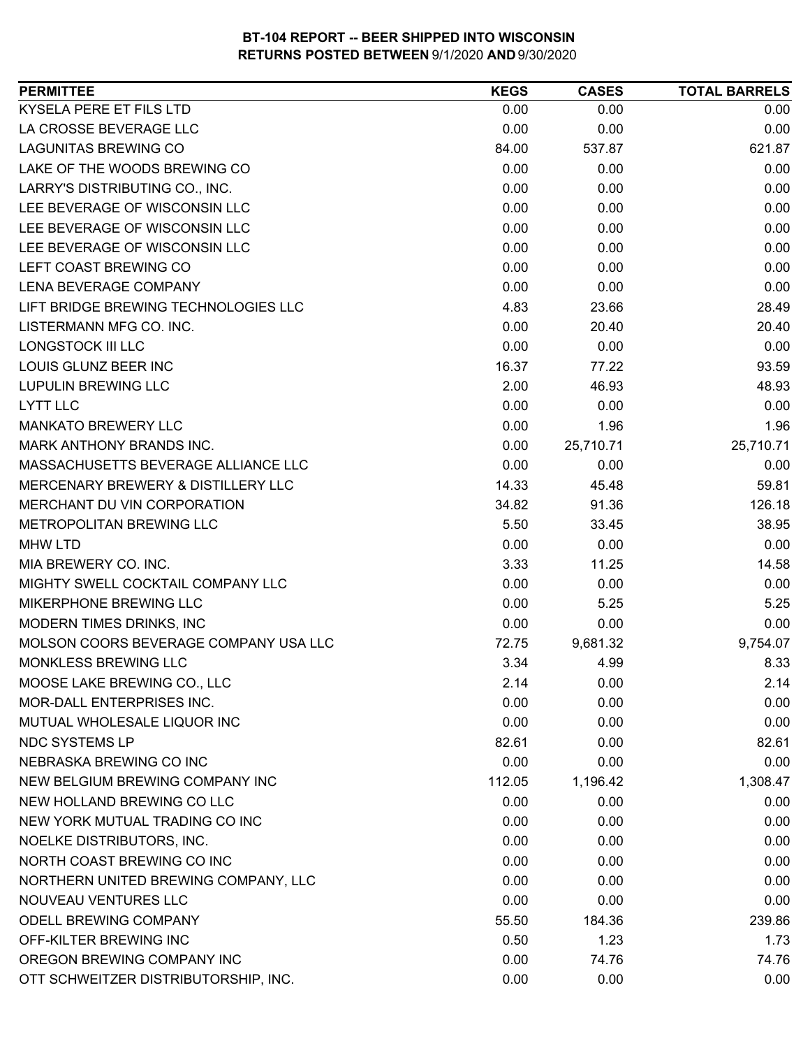# BT-104 REPORT -- BEER SHIPPED INTO WISCONSIN
## RETURNS POSTED BETWEEN 9/1/2020 AND 9/30/2020

| PERMITTEE | KEGS | CASES | TOTAL BARRELS |
|---|---|---|---|
| KYSELA PERE ET FILS LTD | 0.00 | 0.00 | 0.00 |
| LA CROSSE BEVERAGE LLC | 0.00 | 0.00 | 0.00 |
| LAGUNITAS BREWING CO | 84.00 | 537.87 | 621.87 |
| LAKE OF THE WOODS BREWING CO | 0.00 | 0.00 | 0.00 |
| LARRY'S DISTRIBUTING CO., INC. | 0.00 | 0.00 | 0.00 |
| LEE BEVERAGE OF WISCONSIN LLC | 0.00 | 0.00 | 0.00 |
| LEE BEVERAGE OF WISCONSIN LLC | 0.00 | 0.00 | 0.00 |
| LEE BEVERAGE OF WISCONSIN LLC | 0.00 | 0.00 | 0.00 |
| LEFT COAST BREWING CO | 0.00 | 0.00 | 0.00 |
| LENA BEVERAGE COMPANY | 0.00 | 0.00 | 0.00 |
| LIFT BRIDGE BREWING TECHNOLOGIES LLC | 4.83 | 23.66 | 28.49 |
| LISTERMANN MFG CO. INC. | 0.00 | 20.40 | 20.40 |
| LONGSTOCK III LLC | 0.00 | 0.00 | 0.00 |
| LOUIS GLUNZ BEER INC | 16.37 | 77.22 | 93.59 |
| LUPULIN BREWING LLC | 2.00 | 46.93 | 48.93 |
| LYTT LLC | 0.00 | 0.00 | 0.00 |
| MANKATO BREWERY LLC | 0.00 | 1.96 | 1.96 |
| MARK ANTHONY BRANDS INC. | 0.00 | 25,710.71 | 25,710.71 |
| MASSACHUSETTS BEVERAGE ALLIANCE LLC | 0.00 | 0.00 | 0.00 |
| MERCENARY BREWERY & DISTILLERY LLC | 14.33 | 45.48 | 59.81 |
| MERCHANT DU VIN CORPORATION | 34.82 | 91.36 | 126.18 |
| METROPOLITAN BREWING LLC | 5.50 | 33.45 | 38.95 |
| MHW LTD | 0.00 | 0.00 | 0.00 |
| MIA BREWERY CO. INC. | 3.33 | 11.25 | 14.58 |
| MIGHTY SWELL COCKTAIL COMPANY LLC | 0.00 | 0.00 | 0.00 |
| MIKERPHONE BREWING LLC | 0.00 | 5.25 | 5.25 |
| MODERN TIMES DRINKS, INC | 0.00 | 0.00 | 0.00 |
| MOLSON COORS BEVERAGE COMPANY USA LLC | 72.75 | 9,681.32 | 9,754.07 |
| MONKLESS BREWING LLC | 3.34 | 4.99 | 8.33 |
| MOOSE LAKE BREWING CO., LLC | 2.14 | 0.00 | 2.14 |
| MOR-DALL ENTERPRISES INC. | 0.00 | 0.00 | 0.00 |
| MUTUAL WHOLESALE LIQUOR INC | 0.00 | 0.00 | 0.00 |
| NDC SYSTEMS LP | 82.61 | 0.00 | 82.61 |
| NEBRASKA BREWING CO INC | 0.00 | 0.00 | 0.00 |
| NEW BELGIUM BREWING COMPANY INC | 112.05 | 1,196.42 | 1,308.47 |
| NEW HOLLAND BREWING CO LLC | 0.00 | 0.00 | 0.00 |
| NEW YORK MUTUAL TRADING CO INC | 0.00 | 0.00 | 0.00 |
| NOELKE DISTRIBUTORS, INC. | 0.00 | 0.00 | 0.00 |
| NORTH COAST BREWING CO INC | 0.00 | 0.00 | 0.00 |
| NORTHERN UNITED BREWING COMPANY, LLC | 0.00 | 0.00 | 0.00 |
| NOUVEAU VENTURES LLC | 0.00 | 0.00 | 0.00 |
| ODELL BREWING COMPANY | 55.50 | 184.36 | 239.86 |
| OFF-KILTER BREWING INC | 0.50 | 1.23 | 1.73 |
| OREGON BREWING COMPANY INC | 0.00 | 74.76 | 74.76 |
| OTT SCHWEITZER DISTRIBUTORSHIP, INC. | 0.00 | 0.00 | 0.00 |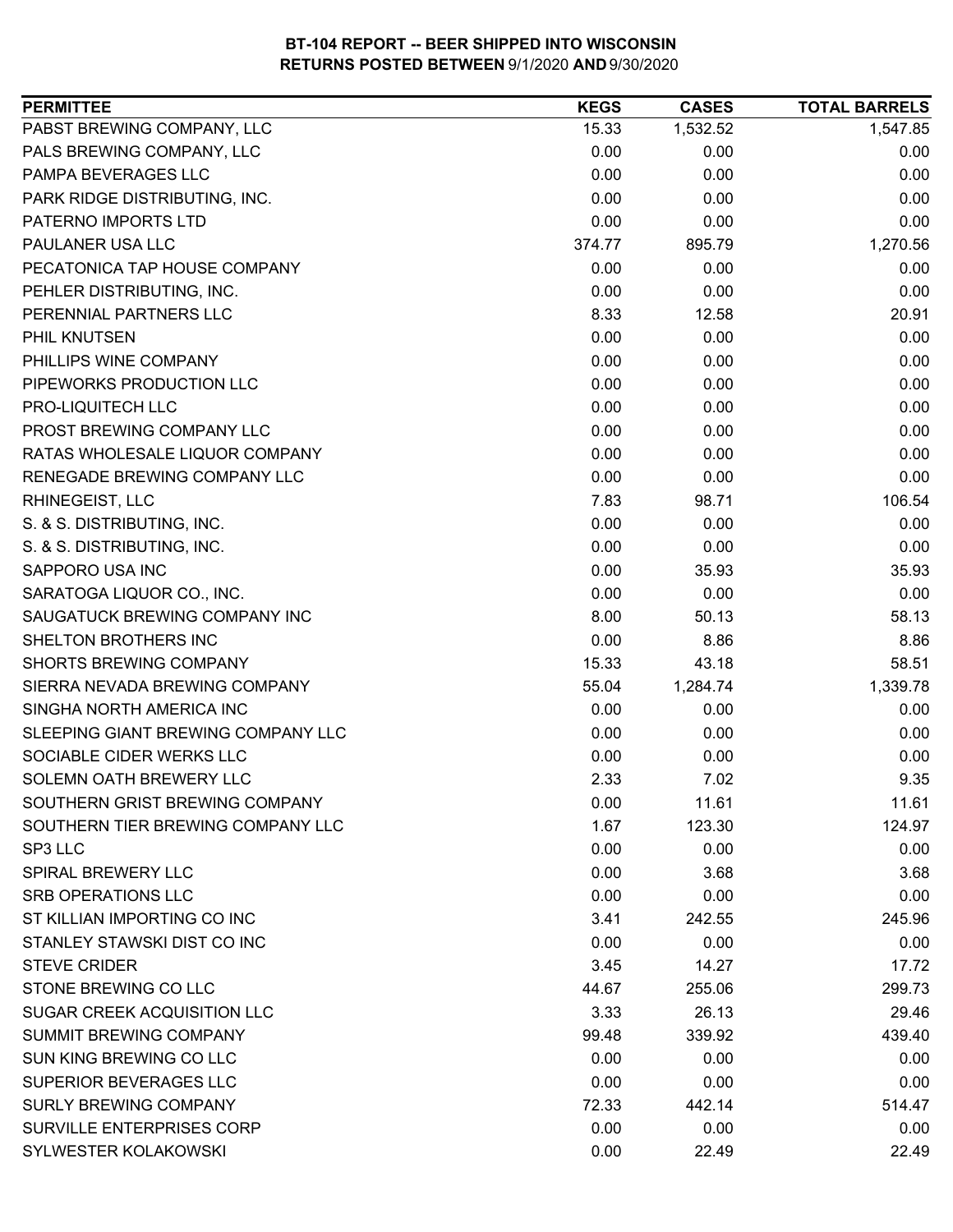# BT-104 REPORT -- BEER SHIPPED INTO WISCONSIN
## RETURNS POSTED BETWEEN 9/1/2020 AND 9/30/2020

| PERMITTEE | KEGS | CASES | TOTAL BARRELS |
|---|---|---|---|
| PABST BREWING COMPANY, LLC | 15.33 | 1,532.52 | 1,547.85 |
| PALS BREWING COMPANY, LLC | 0.00 | 0.00 | 0.00 |
| PAMPA BEVERAGES LLC | 0.00 | 0.00 | 0.00 |
| PARK RIDGE DISTRIBUTING, INC. | 0.00 | 0.00 | 0.00 |
| PATERNO IMPORTS LTD | 0.00 | 0.00 | 0.00 |
| PAULANER USA LLC | 374.77 | 895.79 | 1,270.56 |
| PECATONICA TAP HOUSE COMPANY | 0.00 | 0.00 | 0.00 |
| PEHLER DISTRIBUTING, INC. | 0.00 | 0.00 | 0.00 |
| PERENNIAL PARTNERS LLC | 8.33 | 12.58 | 20.91 |
| PHIL KNUTSEN | 0.00 | 0.00 | 0.00 |
| PHILLIPS WINE COMPANY | 0.00 | 0.00 | 0.00 |
| PIPEWORKS PRODUCTION LLC | 0.00 | 0.00 | 0.00 |
| PRO-LIQUITECH LLC | 0.00 | 0.00 | 0.00 |
| PROST BREWING COMPANY LLC | 0.00 | 0.00 | 0.00 |
| RATAS WHOLESALE LIQUOR COMPANY | 0.00 | 0.00 | 0.00 |
| RENEGADE BREWING COMPANY LLC | 0.00 | 0.00 | 0.00 |
| RHINEGEIST, LLC | 7.83 | 98.71 | 106.54 |
| S. & S. DISTRIBUTING, INC. | 0.00 | 0.00 | 0.00 |
| S. & S. DISTRIBUTING, INC. | 0.00 | 0.00 | 0.00 |
| SAPPORO USA INC | 0.00 | 35.93 | 35.93 |
| SARATOGA LIQUOR CO., INC. | 0.00 | 0.00 | 0.00 |
| SAUGATUCK BREWING COMPANY INC | 8.00 | 50.13 | 58.13 |
| SHELTON BROTHERS INC | 0.00 | 8.86 | 8.86 |
| SHORTS BREWING COMPANY | 15.33 | 43.18 | 58.51 |
| SIERRA NEVADA BREWING COMPANY | 55.04 | 1,284.74 | 1,339.78 |
| SINGHA NORTH AMERICA INC | 0.00 | 0.00 | 0.00 |
| SLEEPING GIANT BREWING COMPANY LLC | 0.00 | 0.00 | 0.00 |
| SOCIABLE CIDER WERKS LLC | 0.00 | 0.00 | 0.00 |
| SOLEMN OATH BREWERY LLC | 2.33 | 7.02 | 9.35 |
| SOUTHERN GRIST BREWING COMPANY | 0.00 | 11.61 | 11.61 |
| SOUTHERN TIER BREWING COMPANY LLC | 1.67 | 123.30 | 124.97 |
| SP3 LLC | 0.00 | 0.00 | 0.00 |
| SPIRAL BREWERY LLC | 0.00 | 3.68 | 3.68 |
| SRB OPERATIONS LLC | 0.00 | 0.00 | 0.00 |
| ST KILLIAN IMPORTING CO INC | 3.41 | 242.55 | 245.96 |
| STANLEY STAWSKI DIST CO INC | 0.00 | 0.00 | 0.00 |
| STEVE CRIDER | 3.45 | 14.27 | 17.72 |
| STONE BREWING CO LLC | 44.67 | 255.06 | 299.73 |
| SUGAR CREEK ACQUISITION LLC | 3.33 | 26.13 | 29.46 |
| SUMMIT BREWING COMPANY | 99.48 | 339.92 | 439.40 |
| SUN KING BREWING CO LLC | 0.00 | 0.00 | 0.00 |
| SUPERIOR BEVERAGES LLC | 0.00 | 0.00 | 0.00 |
| SURLY BREWING COMPANY | 72.33 | 442.14 | 514.47 |
| SURVILLE ENTERPRISES CORP | 0.00 | 0.00 | 0.00 |
| SYLWESTER KOLAKOWSKI | 0.00 | 22.49 | 22.49 |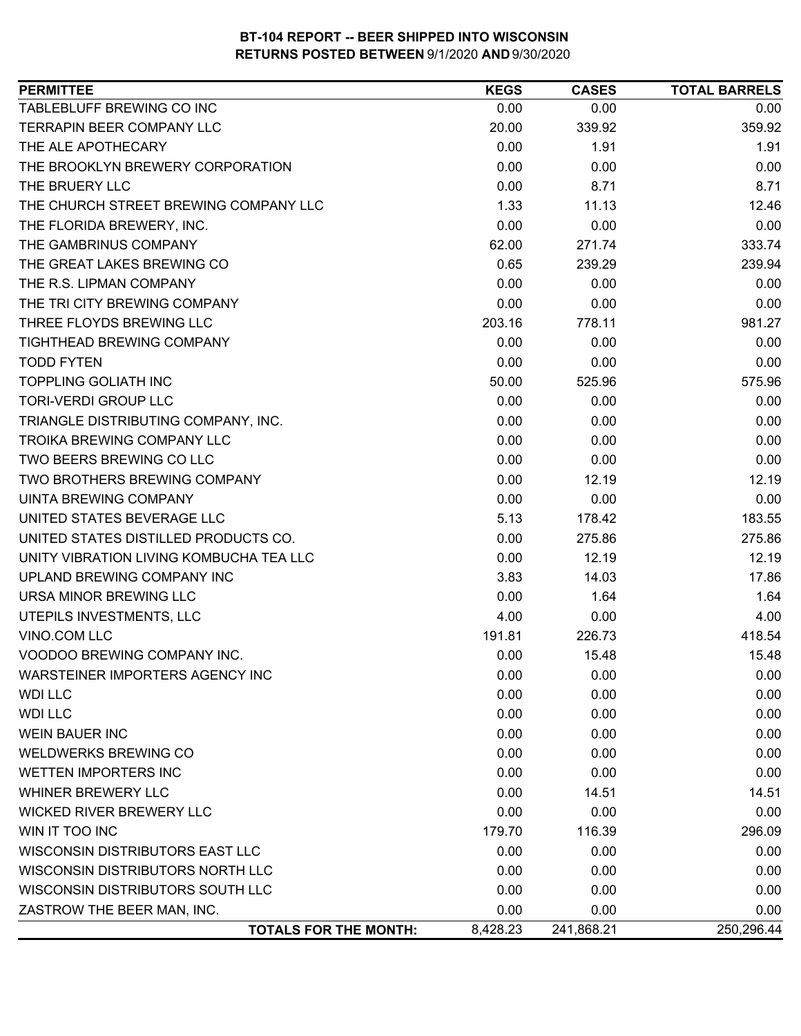**BT-104 REPORT -- BEER SHIPPED INTO WISCONSIN**
**RETURNS POSTED BETWEEN** 9/1/2020 **AND** 9/30/2020

| PERMITTEE | KEGS | CASES | TOTAL BARRELS |
|---|---|---|---|
| TABLEBLUFF BREWING CO INC | 0.00 | 0.00 | 0.00 |
| TERRAPIN BEER COMPANY LLC | 20.00 | 339.92 | 359.92 |
| THE ALE APOTHECARY | 0.00 | 1.91 | 1.91 |
| THE BROOKLYN BREWERY CORPORATION | 0.00 | 0.00 | 0.00 |
| THE BRUERY LLC | 0.00 | 8.71 | 8.71 |
| THE CHURCH STREET BREWING COMPANY LLC | 1.33 | 11.13 | 12.46 |
| THE FLORIDA BREWERY, INC. | 0.00 | 0.00 | 0.00 |
| THE GAMBRINUS COMPANY | 62.00 | 271.74 | 333.74 |
| THE GREAT LAKES BREWING CO | 0.65 | 239.29 | 239.94 |
| THE R.S. LIPMAN COMPANY | 0.00 | 0.00 | 0.00 |
| THE TRI CITY BREWING COMPANY | 0.00 | 0.00 | 0.00 |
| THREE FLOYDS BREWING LLC | 203.16 | 778.11 | 981.27 |
| TIGHTHEAD BREWING COMPANY | 0.00 | 0.00 | 0.00 |
| TODD FYTEN | 0.00 | 0.00 | 0.00 |
| TOPPLING GOLIATH INC | 50.00 | 525.96 | 575.96 |
| TORI-VERDI GROUP LLC | 0.00 | 0.00 | 0.00 |
| TRIANGLE DISTRIBUTING COMPANY, INC. | 0.00 | 0.00 | 0.00 |
| TROIKA BREWING COMPANY LLC | 0.00 | 0.00 | 0.00 |
| TWO BEERS BREWING CO LLC | 0.00 | 0.00 | 0.00 |
| TWO BROTHERS BREWING COMPANY | 0.00 | 12.19 | 12.19 |
| UINTA BREWING COMPANY | 0.00 | 0.00 | 0.00 |
| UNITED STATES BEVERAGE LLC | 5.13 | 178.42 | 183.55 |
| UNITED STATES DISTILLED PRODUCTS CO. | 0.00 | 275.86 | 275.86 |
| UNITY VIBRATION LIVING KOMBUCHA TEA LLC | 0.00 | 12.19 | 12.19 |
| UPLAND BREWING COMPANY INC | 3.83 | 14.03 | 17.86 |
| URSA MINOR BREWING LLC | 0.00 | 1.64 | 1.64 |
| UTEPILS INVESTMENTS, LLC | 4.00 | 0.00 | 4.00 |
| VINO.COM LLC | 191.81 | 226.73 | 418.54 |
| VOODOO BREWING COMPANY INC. | 0.00 | 15.48 | 15.48 |
| WARSTEINER IMPORTERS AGENCY INC | 0.00 | 0.00 | 0.00 |
| WDI LLC | 0.00 | 0.00 | 0.00 |
| WDI LLC | 0.00 | 0.00 | 0.00 |
| WEIN BAUER INC | 0.00 | 0.00 | 0.00 |
| WELDWERKS BREWING CO | 0.00 | 0.00 | 0.00 |
| WETTEN IMPORTERS INC | 0.00 | 0.00 | 0.00 |
| WHINER BREWERY LLC | 0.00 | 14.51 | 14.51 |
| WICKED RIVER BREWERY LLC | 0.00 | 0.00 | 0.00 |
| WIN IT TOO INC | 179.70 | 116.39 | 296.09 |
| WISCONSIN DISTRIBUTORS EAST LLC | 0.00 | 0.00 | 0.00 |
| WISCONSIN DISTRIBUTORS NORTH LLC | 0.00 | 0.00 | 0.00 |
| WISCONSIN DISTRIBUTORS SOUTH LLC | 0.00 | 0.00 | 0.00 |
| ZASTROW THE BEER MAN, INC. | 0.00 | 0.00 | 0.00 |
| **TOTALS FOR THE MONTH:** | 8,428.23 | 241,868.21 | 250,296.44 |